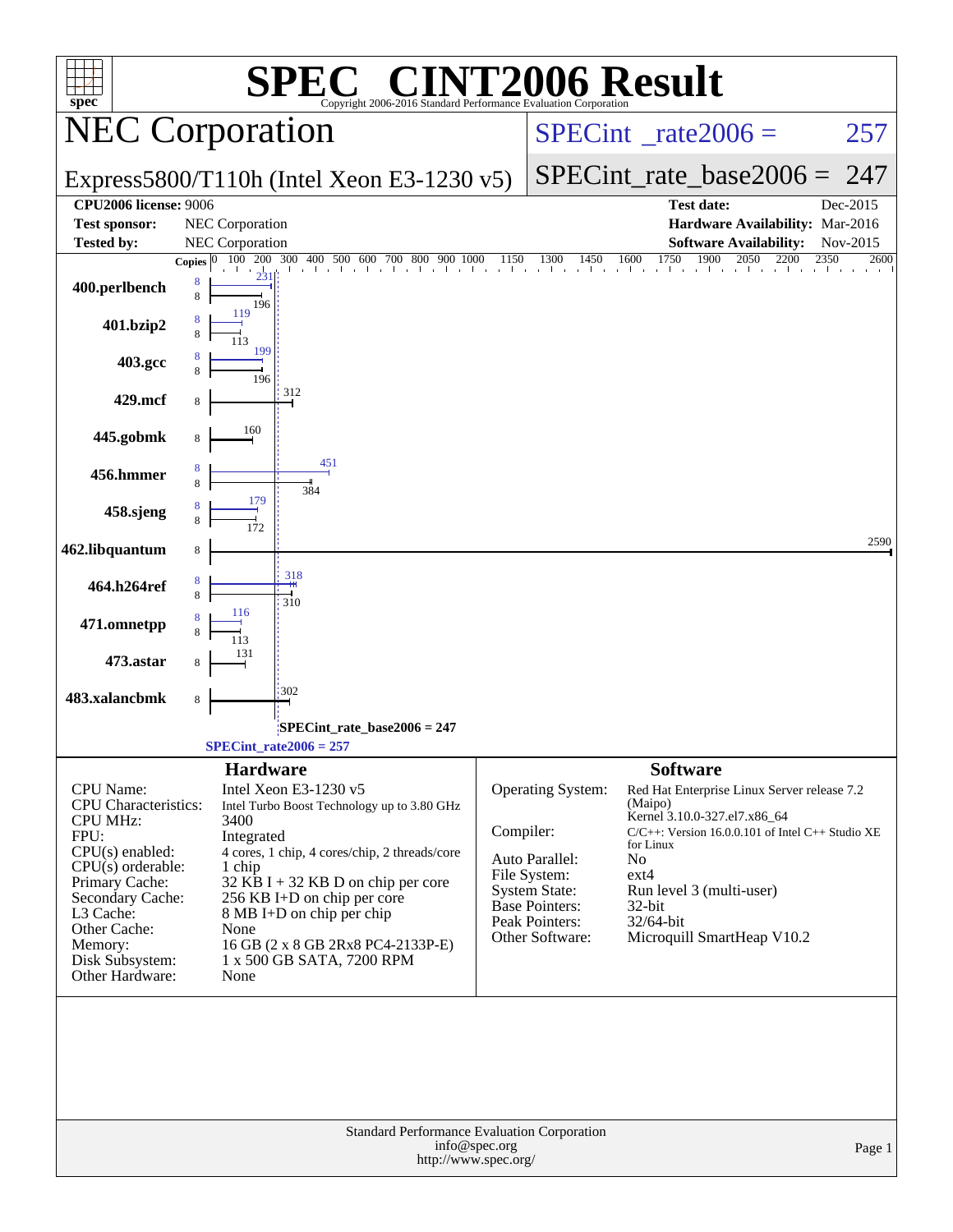# SPEC CINT2006 Result

Copyright 2006-2016 Standard Performance Evaluation Corporation

## NEC Corporation

**Express5800/T110h (Intel Xeon E3-1230 v5)**

SPECint_rate2006 = 257

SPECint_rate_base2006 = 247

| | | | |
|---|---|---|---|
| **CPU2006 license:** | 9006 | **Test date:** | Dec-2015 |
| **Test sponsor:** | NEC Corporation | **Hardware Availability:** | Mar-2016 |
| **Tested by:** | NEC Corporation | **Software Availability:** | Nov-2015 |

| Benchmark | Copies (peak) | Peak | Copies (base) | Base |
|---|---|---|---|---|
| 400.perlbench | 8 | 231 | 8 | 196 |
| 401.bzip2 | 8 | 119 | 8 | 113 |
| 403.gcc | 8 | 199 | 8 | 196 |
| 429.mcf | | | 8 | 312 |
| 445.gobmk | | | 8 | 160 |
| 456.hmmer | 8 | 451 | 8 | 384 |
| 458.sjeng | 8 | 179 | 8 | 172 |
| 462.libquantum | | | 8 | 2590 |
| 464.h264ref | 8 | 318 | 8 | 310 |
| 471.omnetpp | 8 | 116 | 8 | 113 |
| 473.astar | | | 8 | 131 |
| 483.xalancbmk | | | 8 | 302 |

SPECint_rate_base2006 = 247

SPECint_rate2006 = 257

### Hardware

| | |
|---|---|
| CPU Name: | Intel Xeon E3-1230 v5 |
| CPU Characteristics: | Intel Turbo Boost Technology up to 3.80 GHz |
| CPU MHz: | 3400 |
| FPU: | Integrated |
| CPU(s) enabled: | 4 cores, 1 chip, 4 cores/chip, 2 threads/core |
| CPU(s) orderable: | 1 chip |
| Primary Cache: | 32 KB I + 32 KB D on chip per core |
| Secondary Cache: | 256 KB I+D on chip per core |
| L3 Cache: | 8 MB I+D on chip per chip |
| Other Cache: | None |
| Memory: | 16 GB (2 x 8 GB 2Rx8 PC4-2133P-E) |
| Disk Subsystem: | 1 x 500 GB SATA, 7200 RPM |
| Other Hardware: | None |

### Software

| | |
|---|---|
| Operating System: | Red Hat Enterprise Linux Server release 7.2 (Maipo) Kernel 3.10.0-327.el7.x86_64 |
| Compiler: | C/C++: Version 16.0.0.101 of Intel C++ Studio XE for Linux |
| Auto Parallel: | No |
| File System: | ext4 |
| System State: | Run level 3 (multi-user) |
| Base Pointers: | 32-bit |
| Peak Pointers: | 32/64-bit |
| Other Software: | Microquill SmartHeap V10.2 |

Standard Performance Evaluation Corporation
info@spec.org
http://www.spec.org/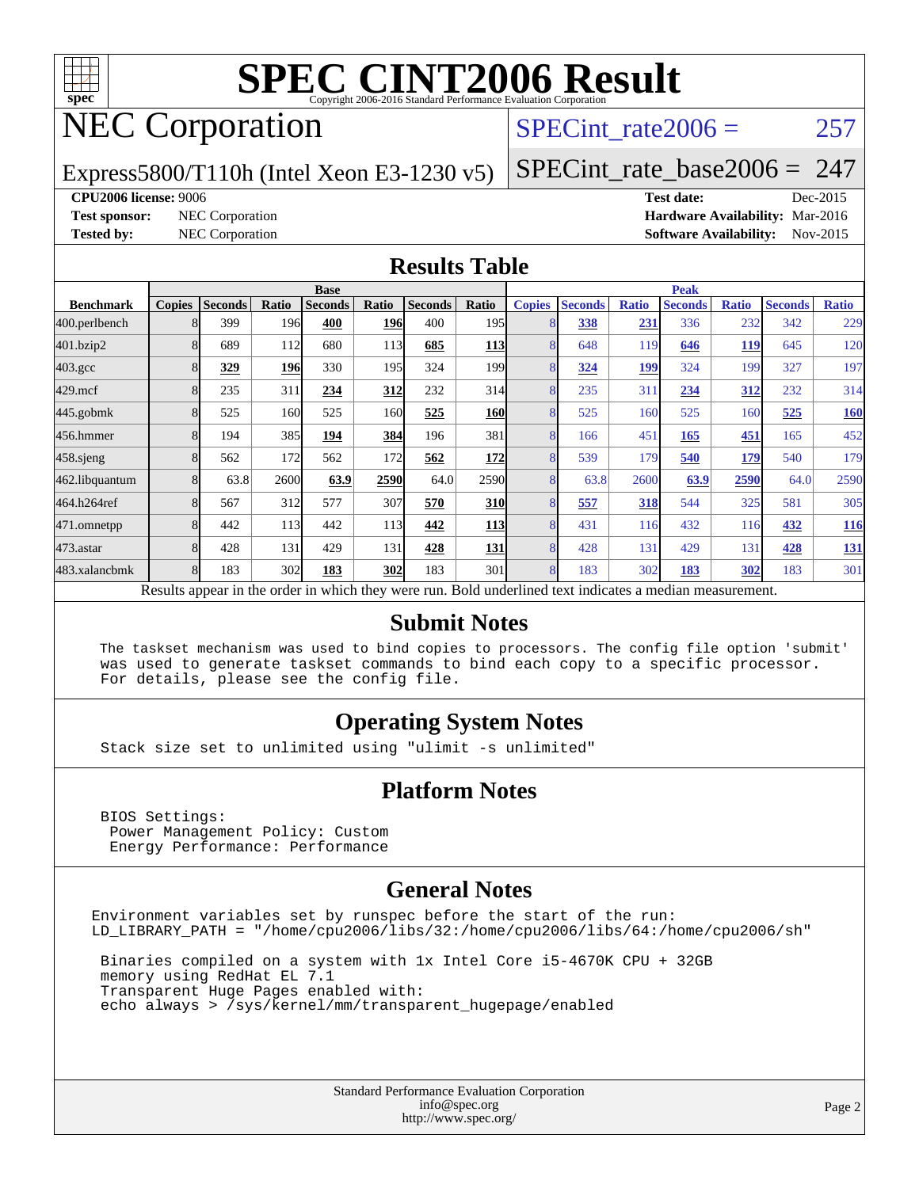# SPEC CINT2006 Result

Copyright 2006-2016 Standard Performance Evaluation Corporation

## NEC Corporation

Express5800/T110h (Intel Xeon E3-1230 v5)

SPECint_rate2006 = 257

SPECint_rate_base2006 = 247

**CPU2006 license:** 9006
**Test sponsor:** NEC Corporation
**Tested by:** NEC Corporation

**Test date:** Dec-2015
**Hardware Availability:** Mar-2016
**Software Availability:** Nov-2015

## Results Table

| | Base | | | | | | | Peak | | | | | | |
|---|---|---|---|---|---|---|---|---|---|---|---|---|---|---|
| **Benchmark** | **Copies** | **Seconds** | **Ratio** | **Seconds** | **Ratio** | **Seconds** | **Ratio** | **Copies** | **Seconds** | **Ratio** | **Seconds** | **Ratio** | **Seconds** | **Ratio** |
| 400.perlbench | 8 | 399 | 196 | **400** | **196** | 400 | 195 | 8 | **338** | **231** | 336 | 232 | 342 | 229 |
| 401.bzip2 | 8 | 689 | 112 | 680 | 113 | **685** | **113** | 8 | 648 | 119 | **646** | **119** | 645 | 120 |
| 403.gcc | 8 | **329** | **196** | 330 | 195 | 324 | 199 | 8 | **324** | **199** | 324 | 199 | 327 | 197 |
| 429.mcf | 8 | 235 | 311 | **234** | **312** | 232 | 314 | 8 | 235 | 311 | **234** | **312** | 232 | 314 |
| 445.gobmk | 8 | 525 | 160 | 525 | 160 | **525** | **160** | 8 | 525 | 160 | 525 | 160 | **525** | **160** |
| 456.hmmer | 8 | 194 | 385 | **194** | **384** | 196 | 381 | 8 | 166 | 451 | **165** | **451** | 165 | 452 |
| 458.sjeng | 8 | 562 | 172 | 562 | 172 | **562** | **172** | 8 | 539 | 179 | **540** | **179** | 540 | 179 |
| 462.libquantum | 8 | 63.8 | 2600 | **63.9** | **2590** | 64.0 | 2590 | 8 | 63.8 | 2600 | **63.9** | **2590** | 64.0 | 2590 |
| 464.h264ref | 8 | 567 | 312 | 577 | 307 | **570** | **310** | 8 | **557** | **318** | 544 | 325 | 581 | 305 |
| 471.omnetpp | 8 | 442 | 113 | 442 | 113 | **442** | **113** | 8 | 431 | 116 | 432 | 116 | **432** | **116** |
| 473.astar | 8 | 428 | 131 | 429 | 131 | **428** | **131** | 8 | 428 | 131 | 429 | 131 | **428** | **131** |
| 483.xalancbmk | 8 | 183 | 302 | **183** | **302** | 183 | 301 | 8 | 183 | 302 | **183** | **302** | 183 | 301 |

Results appear in the order in which they were run. Bold underlined text indicates a median measurement.

## Submit Notes

```
The taskset mechanism was used to bind copies to processors. The config file option 'submit'
was used to generate taskset commands to bind each copy to a specific processor.
For details, please see the config file.
```

## Operating System Notes

```
Stack size set to unlimited using "ulimit -s unlimited"
```

## Platform Notes

```
BIOS Settings:
 Power Management Policy: Custom
 Energy Performance: Performance
```

## General Notes

```
Environment variables set by runspec before the start of the run:
LD_LIBRARY_PATH = "/home/cpu2006/libs/32:/home/cpu2006/libs/64:/home/cpu2006/sh"

 Binaries compiled on a system with 1x Intel Core i5-4670K CPU + 32GB
 memory using RedHat EL 7.1
 Transparent Huge Pages enabled with:
 echo always > /sys/kernel/mm/transparent_hugepage/enabled
```

Standard Performance Evaluation Corporation
info@spec.org
http://www.spec.org/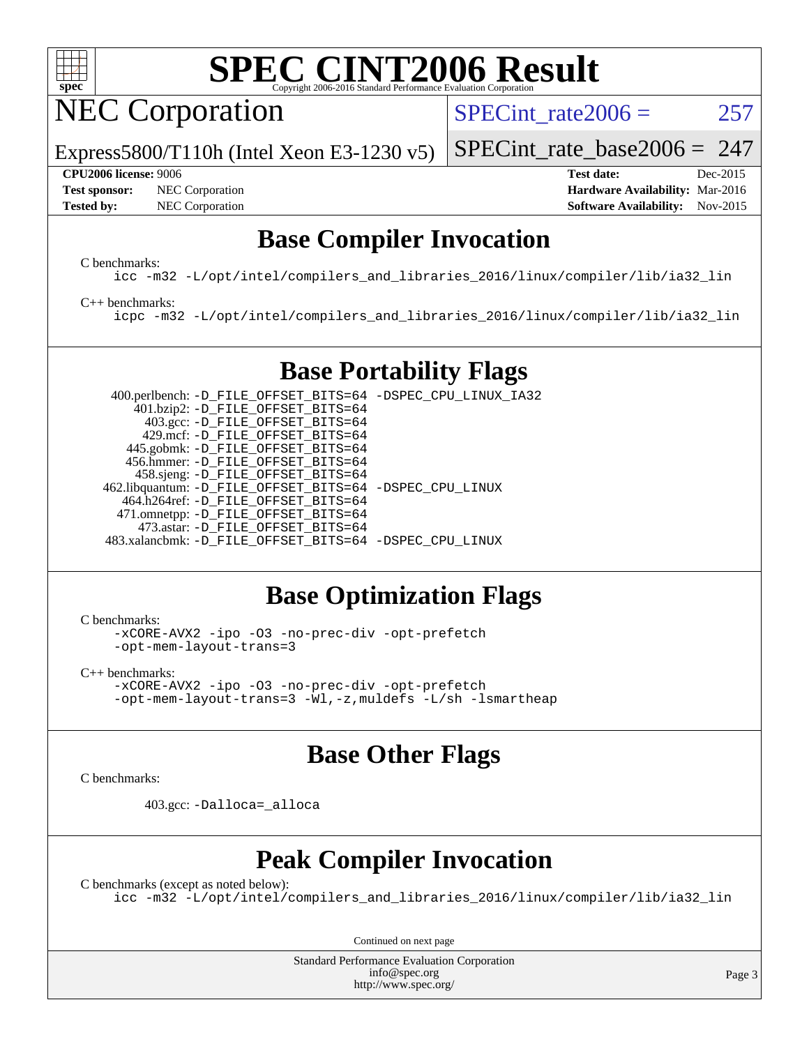# SPEC CINT2006 Result

Copyright 2006-2016 Standard Performance Evaluation Corporation

## NEC Corporation

Express5800/T110h (Intel Xeon E3-1230 v5)

SPECint_rate2006 = 257

SPECint_rate_base2006 = 247

| | | | |
|---|---|---|---|
| **CPU2006 license:** 9006 | | **Test date:** | Dec-2015 |
| **Test sponsor:** | NEC Corporation | **Hardware Availability:** | Mar-2016 |
| **Tested by:** | NEC Corporation | **Software Availability:** | Nov-2015 |

## Base Compiler Invocation

C benchmarks:

```
icc -m32 -L/opt/intel/compilers_and_libraries_2016/linux/compiler/lib/ia32_lin
```

C++ benchmarks:

```
icpc -m32 -L/opt/intel/compilers_and_libraries_2016/linux/compiler/lib/ia32_lin
```

## Base Portability Flags

```
   400.perlbench: -D_FILE_OFFSET_BITS=64 -DSPEC_CPU_LINUX_IA32
       401.bzip2: -D_FILE_OFFSET_BITS=64
         403.gcc: -D_FILE_OFFSET_BITS=64
         429.mcf: -D_FILE_OFFSET_BITS=64
       445.gobmk: -D_FILE_OFFSET_BITS=64
      456.hmmer: -D_FILE_OFFSET_BITS=64
       458.sjeng: -D_FILE_OFFSET_BITS=64
 462.libquantum: -D_FILE_OFFSET_BITS=64 -DSPEC_CPU_LINUX
     464.h264ref: -D_FILE_OFFSET_BITS=64
    471.omnetpp: -D_FILE_OFFSET_BITS=64
       473.astar: -D_FILE_OFFSET_BITS=64
 483.xalancbmk: -D_FILE_OFFSET_BITS=64 -DSPEC_CPU_LINUX
```

## Base Optimization Flags

C benchmarks:

```
-xCORE-AVX2 -ipo -O3 -no-prec-div -opt-prefetch
-opt-mem-layout-trans=3
```

C++ benchmarks:

```
-xCORE-AVX2 -ipo -O3 -no-prec-div -opt-prefetch
-opt-mem-layout-trans=3 -Wl,-z,muldefs -L/sh -lsmartheap
```

## Base Other Flags

C benchmarks:

```
403.gcc: -Dalloca=_alloca
```

## Peak Compiler Invocation

C benchmarks (except as noted below):

```
icc -m32 -L/opt/intel/compilers_and_libraries_2016/linux/compiler/lib/ia32_lin
```

Continued on next page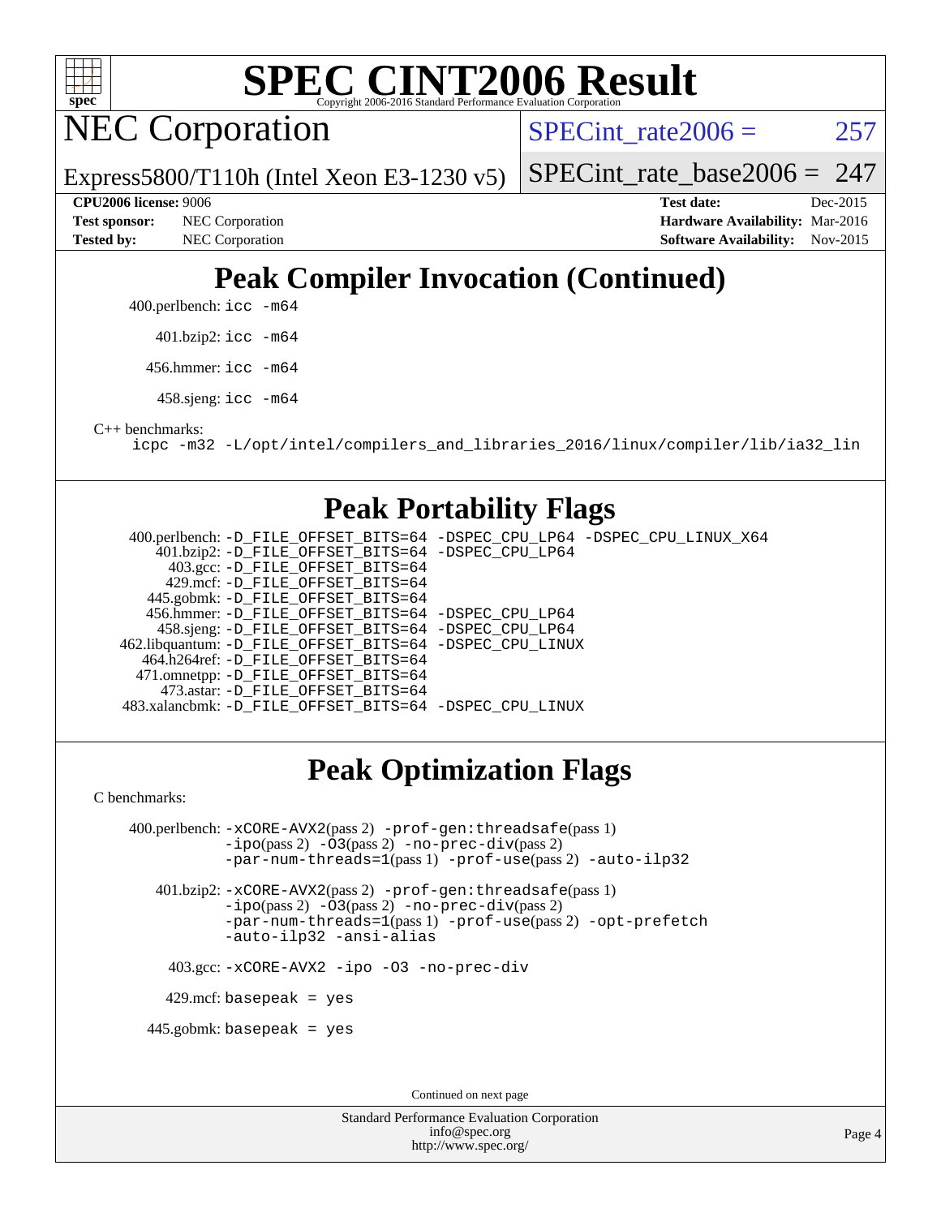# Peak Compiler Invocation (Continued)

400.perlbench: `icc -m64`

401.bzip2: `icc -m64`

456.hmmer: `icc -m64`

458.sjeng: `icc -m64`

C++ benchmarks:

`icpc -m32 -L/opt/intel/compilers_and_libraries_2016/linux/compiler/lib/ia32_lin`

# Peak Portability Flags

| Benchmark | Flags |
|---|---|
| 400.perlbench: | `-D_FILE_OFFSET_BITS=64 -DSPEC_CPU_LP64 -DSPEC_CPU_LINUX_X64` |
| 401.bzip2: | `-D_FILE_OFFSET_BITS=64 -DSPEC_CPU_LP64` |
| 403.gcc: | `-D_FILE_OFFSET_BITS=64` |
| 429.mcf: | `-D_FILE_OFFSET_BITS=64` |
| 445.gobmk: | `-D_FILE_OFFSET_BITS=64` |
| 456.hmmer: | `-D_FILE_OFFSET_BITS=64 -DSPEC_CPU_LP64` |
| 458.sjeng: | `-D_FILE_OFFSET_BITS=64 -DSPEC_CPU_LP64` |
| 462.libquantum: | `-D_FILE_OFFSET_BITS=64 -DSPEC_CPU_LINUX` |
| 464.h264ref: | `-D_FILE_OFFSET_BITS=64` |
| 471.omnetpp: | `-D_FILE_OFFSET_BITS=64` |
| 473.astar: | `-D_FILE_OFFSET_BITS=64` |
| 483.xalancbmk: | `-D_FILE_OFFSET_BITS=64 -DSPEC_CPU_LINUX` |

# Peak Optimization Flags

C benchmarks:

400.perlbench: `-xCORE-AVX2`(pass 2) `-prof-gen:threadsafe`(pass 1) `-ipo`(pass 2) `-O3`(pass 2) `-no-prec-div`(pass 2) `-par-num-threads=1`(pass 1) `-prof-use`(pass 2) `-auto-ilp32`

401.bzip2: `-xCORE-AVX2`(pass 2) `-prof-gen:threadsafe`(pass 1) `-ipo`(pass 2) `-O3`(pass 2) `-no-prec-div`(pass 2) `-par-num-threads=1`(pass 1) `-prof-use`(pass 2) `-opt-prefetch` `-auto-ilp32` `-ansi-alias`

403.gcc: `-xCORE-AVX2 -ipo -O3 -no-prec-div`

429.mcf: `basepeak = yes`

445.gobmk: `basepeak = yes`

Continued on next page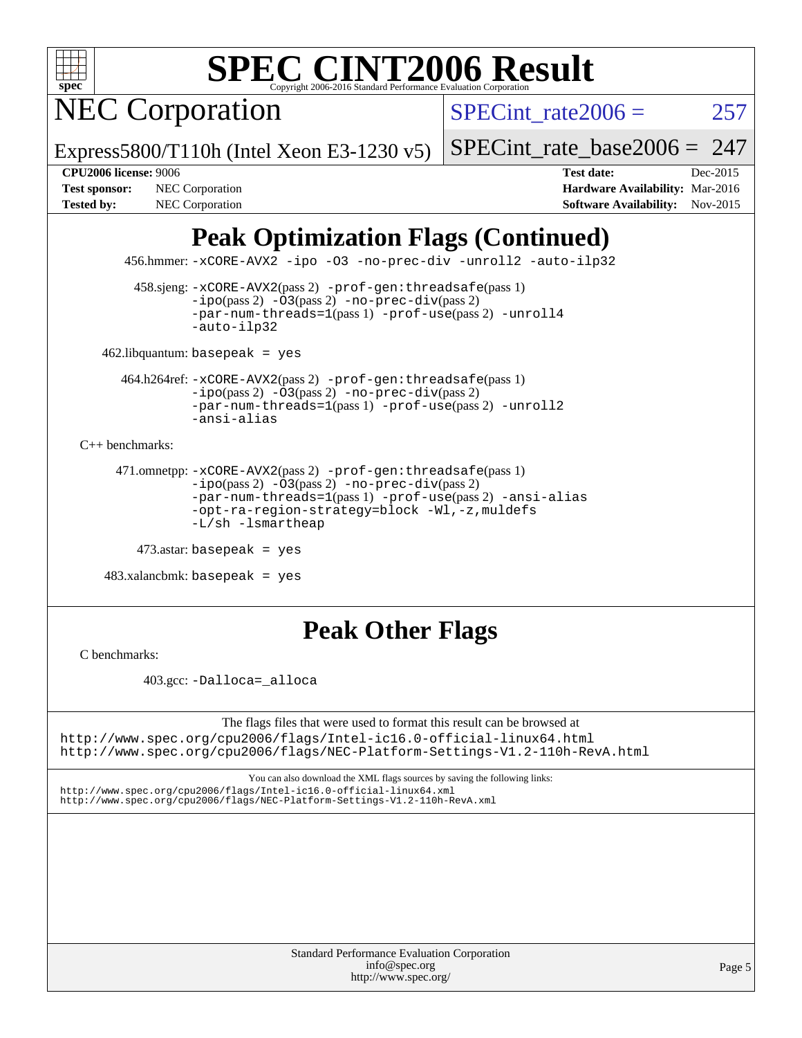# SPEC CINT2006 Result

Copyright 2006-2016 Standard Performance Evaluation Corporation

## NEC Corporation

Express5800/T110h (Intel Xeon E3-1230 v5)

SPECint_rate2006 = 257

SPECint_rate_base2006 = 247

**CPU2006 license:** 9006
**Test sponsor:** NEC Corporation
**Tested by:** NEC Corporation

**Test date:** Dec-2015
**Hardware Availability:** Mar-2016
**Software Availability:** Nov-2015

## Peak Optimization Flags (Continued)

456.hmmer: `-xCORE-AVX2 -ipo -O3 -no-prec-div -unroll2 -auto-ilp32`

458.sjeng: `-xCORE-AVX2`(pass 2) `-prof-gen:threadsafe`(pass 1) `-ipo`(pass 2) `-O3`(pass 2) `-no-prec-div`(pass 2) `-par-num-threads=1`(pass 1) `-prof-use`(pass 2) `-unroll4` `-auto-ilp32`

462.libquantum: `basepeak = yes`

464.h264ref: `-xCORE-AVX2`(pass 2) `-prof-gen:threadsafe`(pass 1) `-ipo`(pass 2) `-O3`(pass 2) `-no-prec-div`(pass 2) `-par-num-threads=1`(pass 1) `-prof-use`(pass 2) `-unroll2` `-ansi-alias`

C++ benchmarks:

471.omnetpp: `-xCORE-AVX2`(pass 2) `-prof-gen:threadsafe`(pass 1) `-ipo`(pass 2) `-O3`(pass 2) `-no-prec-div`(pass 2) `-par-num-threads=1`(pass 1) `-prof-use`(pass 2) `-ansi-alias` `-opt-ra-region-strategy=block -Wl,-z,muldefs` `-L/sh -lsmartheap`

473.astar: `basepeak = yes`

483.xalancbmk: `basepeak = yes`

## Peak Other Flags

C benchmarks:

403.gcc: `-Dalloca=_alloca`

The flags files that were used to format this result can be browsed at
http://www.spec.org/cpu2006/flags/Intel-ic16.0-official-linux64.html
http://www.spec.org/cpu2006/flags/NEC-Platform-Settings-V1.2-110h-RevA.html

You can also download the XML flags sources by saving the following links:
http://www.spec.org/cpu2006/flags/Intel-ic16.0-official-linux64.xml
http://www.spec.org/cpu2006/flags/NEC-Platform-Settings-V1.2-110h-RevA.xml

Standard Performance Evaluation Corporation
info@spec.org
http://www.spec.org/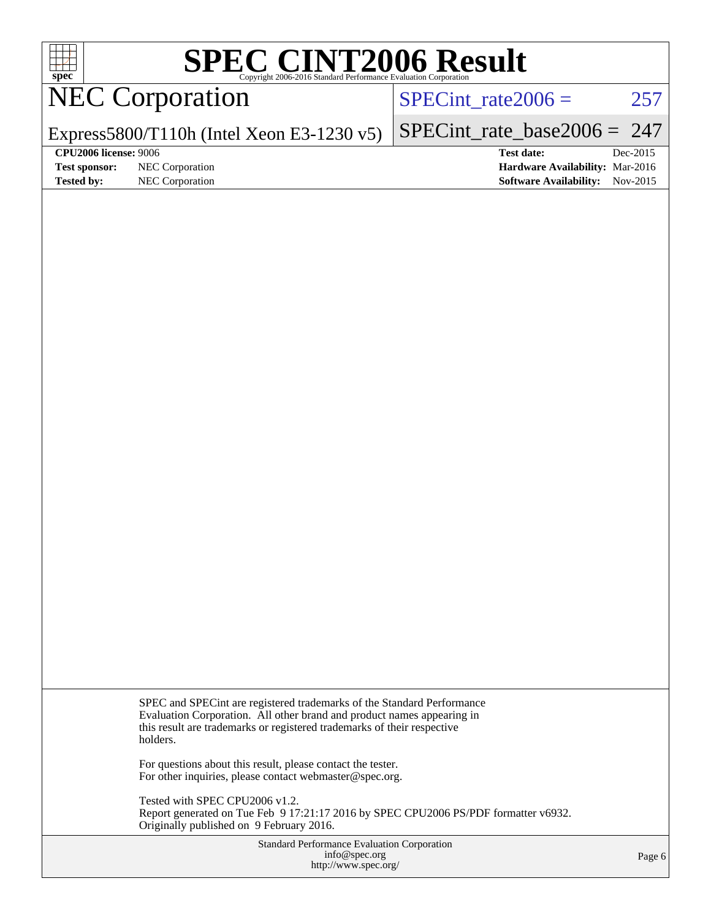SPEC and SPECint are registered trademarks of the Standard Performance Evaluation Corporation. All other brand and product names appearing in this result are trademarks or registered trademarks of their respective holders.

For questions about this result, please contact the tester.
For other inquiries, please contact webmaster@spec.org.

Tested with SPEC CPU2006 v1.2.
Report generated on Tue Feb 9 17:21:17 2016 by SPEC CPU2006 PS/PDF formatter v6932.
Originally published on 9 February 2016.